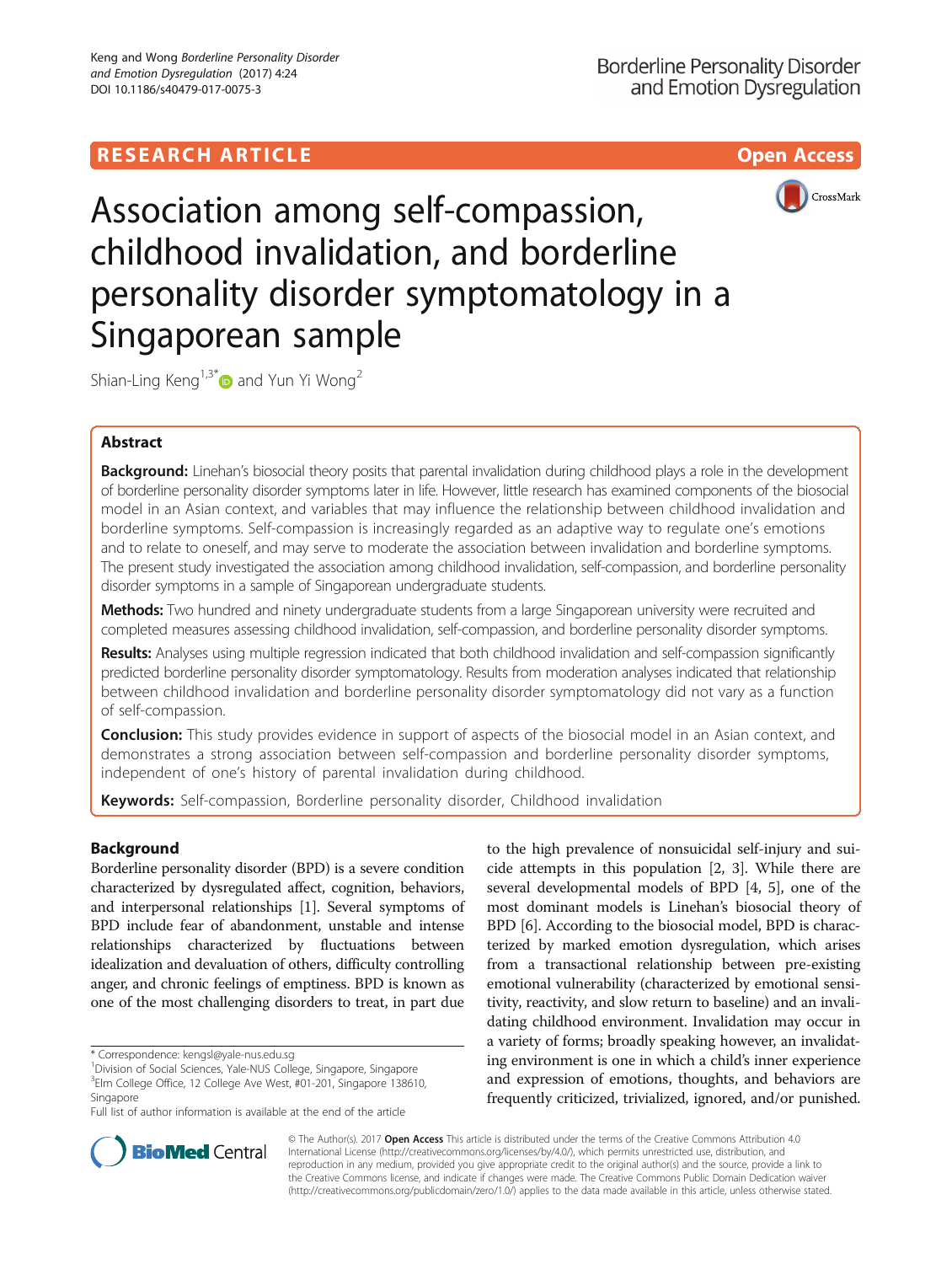RESEARCH ARTICLE

Open Access

# Association among self-compassion, childhood invalidation, and borderline personality disorder symptomatology in a Singaporean sample

Shian-Ling Keng[1,3*] and Yun Yi Wong[2]

## Abstract

**Background:** Linehan's biosocial theory posits that parental invalidation during childhood plays a role in the development of borderline personality disorder symptoms later in life. However, little research has examined components of the biosocial model in an Asian context, and variables that may influence the relationship between childhood invalidation and borderline symptoms. Self-compassion is increasingly regarded as an adaptive way to regulate one's emotions and to relate to oneself, and may serve to moderate the association between invalidation and borderline symptoms. The present study investigated the association among childhood invalidation, self-compassion, and borderline personality disorder symptoms in a sample of Singaporean undergraduate students.

**Methods:** Two hundred and ninety undergraduate students from a large Singaporean university were recruited and completed measures assessing childhood invalidation, self-compassion, and borderline personality disorder symptoms.

**Results:** Analyses using multiple regression indicated that both childhood invalidation and self-compassion significantly predicted borderline personality disorder symptomatology. Results from moderation analyses indicated that relationship between childhood invalidation and borderline personality disorder symptomatology did not vary as a function of self-compassion.

**Conclusion:** This study provides evidence in support of aspects of the biosocial model in an Asian context, and demonstrates a strong association between self-compassion and borderline personality disorder symptoms, independent of one's history of parental invalidation during childhood.

**Keywords:** Self-compassion, Borderline personality disorder, Childhood invalidation

## Background

Borderline personality disorder (BPD) is a severe condition characterized by dysregulated affect, cognition, behaviors, and interpersonal relationships [1]. Several symptoms of BPD include fear of abandonment, unstable and intense relationships characterized by fluctuations between idealization and devaluation of others, difficulty controlling anger, and chronic feelings of emptiness. BPD is known as one of the most challenging disorders to treat, in part due to the high prevalence of nonsuicidal self-injury and suicide attempts in this population [2, 3]. While there are several developmental models of BPD [4, 5], one of the most dominant models is Linehan's biosocial theory of BPD [6]. According to the biosocial model, BPD is characterized by marked emotion dysregulation, which arises from a transactional relationship between pre-existing emotional vulnerability (characterized by emotional sensitivity, reactivity, and slow return to baseline) and an invalidating childhood environment. Invalidation may occur in a variety of forms; broadly speaking however, an invalidating environment is one in which a child's inner experience and expression of emotions, thoughts, and behaviors are frequently criticized, trivialized, ignored, and/or punished.

\* Correspondence: kengsl@yale-nus.edu.sg

[1]Division of Social Sciences, Yale-NUS College, Singapore, Singapore

[3]Elm College Office, 12 College Ave West, #01-201, Singapore 138610, Singapore

Full list of author information is available at the end of the article

© The Author(s). 2017 **Open Access** This article is distributed under the terms of the Creative Commons Attribution 4.0 International License (http://creativecommons.org/licenses/by/4.0/), which permits unrestricted use, distribution, and reproduction in any medium, provided you give appropriate credit to the original author(s) and the source, provide a link to the Creative Commons license, and indicate if changes were made. The Creative Commons Public Domain Dedication waiver (http://creativecommons.org/publicdomain/zero/1.0/) applies to the data made available in this article, unless otherwise stated.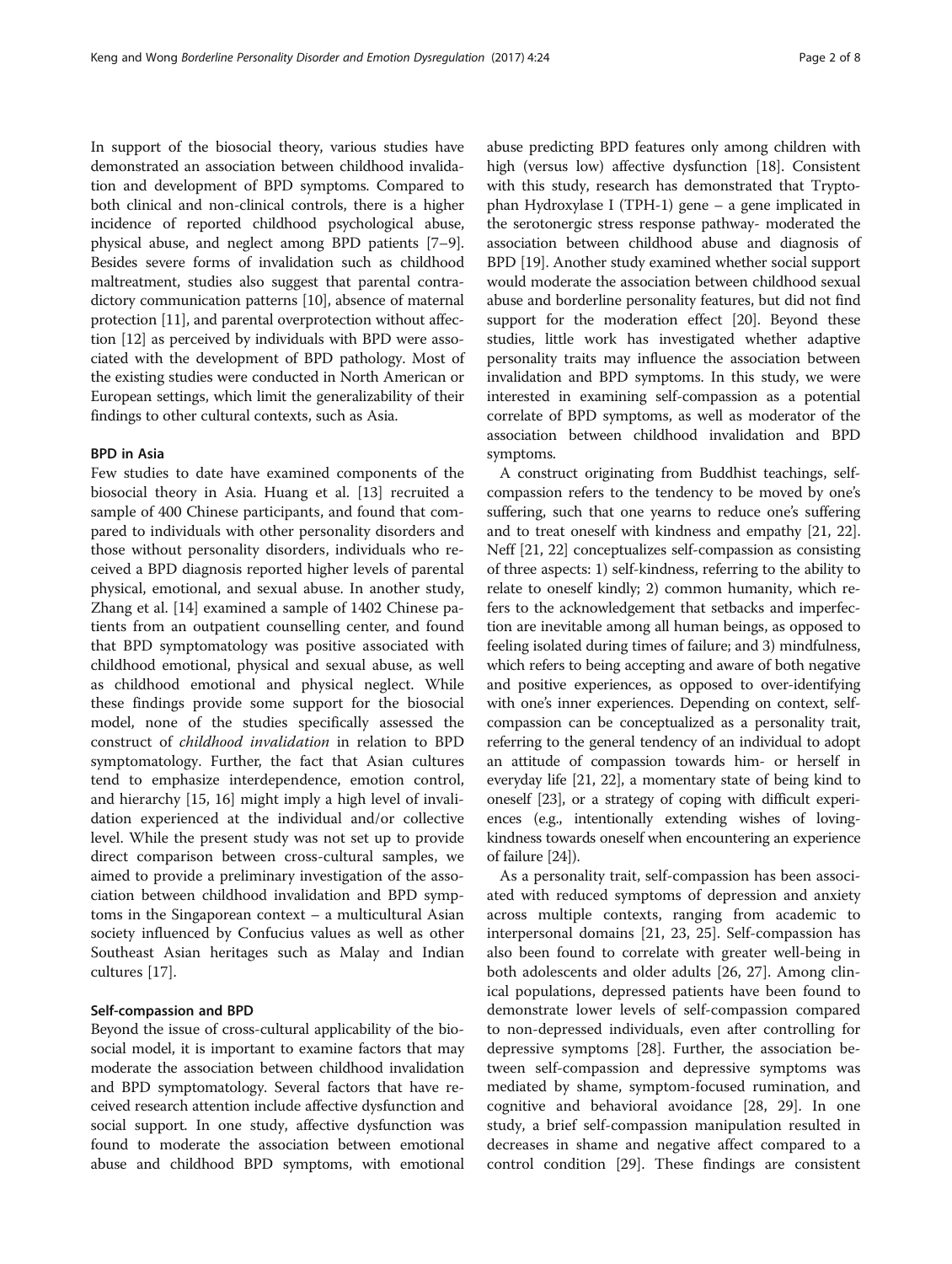In support of the biosocial theory, various studies have demonstrated an association between childhood invalidation and development of BPD symptoms. Compared to both clinical and non-clinical controls, there is a higher incidence of reported childhood psychological abuse, physical abuse, and neglect among BPD patients [7–9]. Besides severe forms of invalidation such as childhood maltreatment, studies also suggest that parental contradictory communication patterns [10], absence of maternal protection [11], and parental overprotection without affection [12] as perceived by individuals with BPD were associated with the development of BPD pathology. Most of the existing studies were conducted in North American or European settings, which limit the generalizability of their findings to other cultural contexts, such as Asia.

### BPD in Asia

Few studies to date have examined components of the biosocial theory in Asia. Huang et al. [13] recruited a sample of 400 Chinese participants, and found that compared to individuals with other personality disorders and those without personality disorders, individuals who received a BPD diagnosis reported higher levels of parental physical, emotional, and sexual abuse. In another study, Zhang et al. [14] examined a sample of 1402 Chinese patients from an outpatient counselling center, and found that BPD symptomatology was positive associated with childhood emotional, physical and sexual abuse, as well as childhood emotional and physical neglect. While these findings provide some support for the biosocial model, none of the studies specifically assessed the construct of *childhood invalidation* in relation to BPD symptomatology. Further, the fact that Asian cultures tend to emphasize interdependence, emotion control, and hierarchy [15, 16] might imply a high level of invalidation experienced at the individual and/or collective level. While the present study was not set up to provide direct comparison between cross-cultural samples, we aimed to provide a preliminary investigation of the association between childhood invalidation and BPD symptoms in the Singaporean context – a multicultural Asian society influenced by Confucius values as well as other Southeast Asian heritages such as Malay and Indian cultures [17].

### Self-compassion and BPD

Beyond the issue of cross-cultural applicability of the biosocial model, it is important to examine factors that may moderate the association between childhood invalidation and BPD symptomatology. Several factors that have received research attention include affective dysfunction and social support. In one study, affective dysfunction was found to moderate the association between emotional abuse and childhood BPD symptoms, with emotional abuse predicting BPD features only among children with high (versus low) affective dysfunction [18]. Consistent with this study, research has demonstrated that Tryptophan Hydroxylase I (TPH-1) gene – a gene implicated in the serotonergic stress response pathway- moderated the association between childhood abuse and diagnosis of BPD [19]. Another study examined whether social support would moderate the association between childhood sexual abuse and borderline personality features, but did not find support for the moderation effect [20]. Beyond these studies, little work has investigated whether adaptive personality traits may influence the association between invalidation and BPD symptoms. In this study, we were interested in examining self-compassion as a potential correlate of BPD symptoms, as well as moderator of the association between childhood invalidation and BPD symptoms.

A construct originating from Buddhist teachings, self-compassion refers to the tendency to be moved by one's suffering, such that one yearns to reduce one's suffering and to treat oneself with kindness and empathy [21, 22]. Neff [21, 22] conceptualizes self-compassion as consisting of three aspects: 1) self-kindness, referring to the ability to relate to oneself kindly; 2) common humanity, which refers to the acknowledgement that setbacks and imperfection are inevitable among all human beings, as opposed to feeling isolated during times of failure; and 3) mindfulness, which refers to being accepting and aware of both negative and positive experiences, as opposed to over-identifying with one's inner experiences. Depending on context, self-compassion can be conceptualized as a personality trait, referring to the general tendency of an individual to adopt an attitude of compassion towards him- or herself in everyday life [21, 22], a momentary state of being kind to oneself [23], or a strategy of coping with difficult experiences (e.g., intentionally extending wishes of loving-kindness towards oneself when encountering an experience of failure [24]).

As a personality trait, self-compassion has been associated with reduced symptoms of depression and anxiety across multiple contexts, ranging from academic to interpersonal domains [21, 23, 25]. Self-compassion has also been found to correlate with greater well-being in both adolescents and older adults [26, 27]. Among clinical populations, depressed patients have been found to demonstrate lower levels of self-compassion compared to non-depressed individuals, even after controlling for depressive symptoms [28]. Further, the association between self-compassion and depressive symptoms was mediated by shame, symptom-focused rumination, and cognitive and behavioral avoidance [28, 29]. In one study, a brief self-compassion manipulation resulted in decreases in shame and negative affect compared to a control condition [29]. These findings are consistent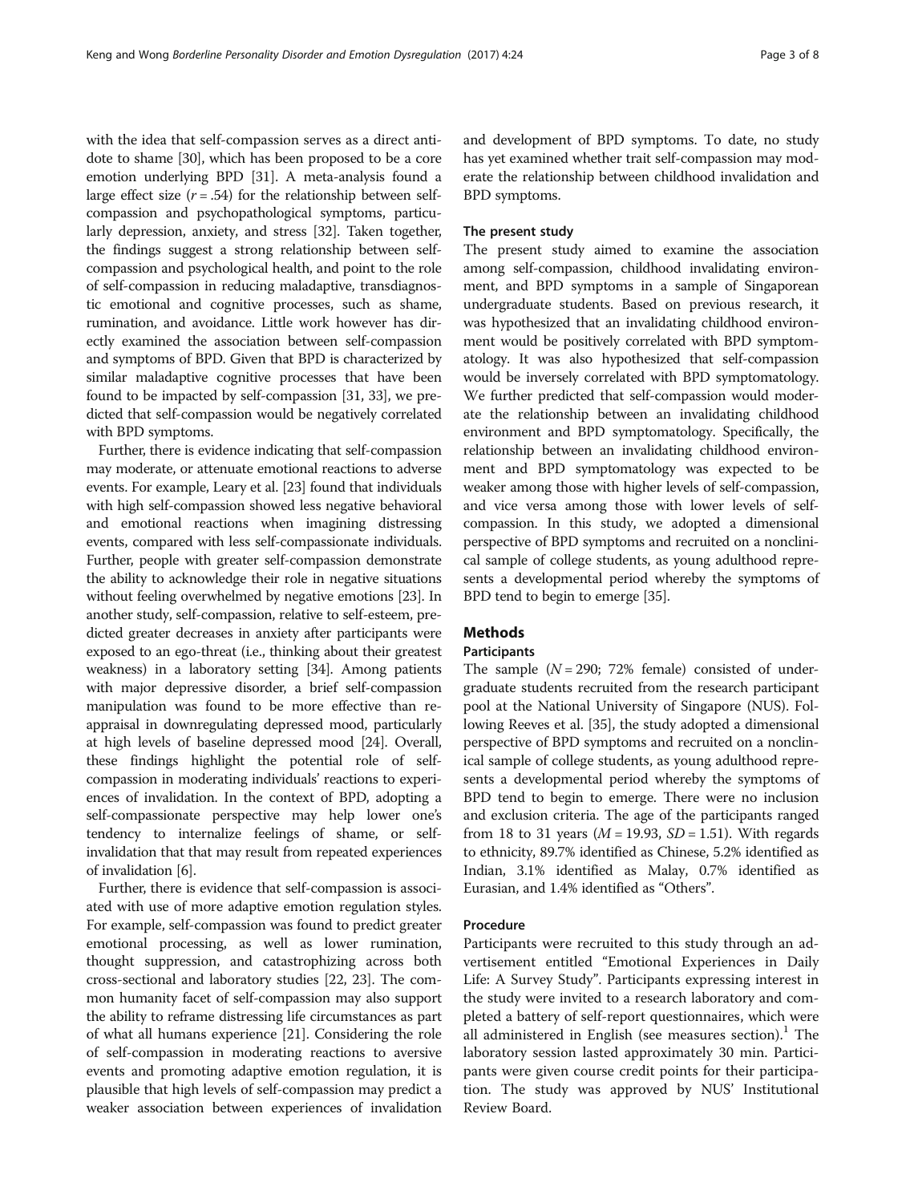with the idea that self-compassion serves as a direct antidote to shame [30], which has been proposed to be a core emotion underlying BPD [31]. A meta-analysis found a large effect size ($r = .54$) for the relationship between self-compassion and psychopathological symptoms, particularly depression, anxiety, and stress [32]. Taken together, the findings suggest a strong relationship between self-compassion and psychological health, and point to the role of self-compassion in reducing maladaptive, transdiagnostic emotional and cognitive processes, such as shame, rumination, and avoidance. Little work however has directly examined the association between self-compassion and symptoms of BPD. Given that BPD is characterized by similar maladaptive cognitive processes that have been found to be impacted by self-compassion [31, 33], we predicted that self-compassion would be negatively correlated with BPD symptoms.

Further, there is evidence indicating that self-compassion may moderate, or attenuate emotional reactions to adverse events. For example, Leary et al. [23] found that individuals with high self-compassion showed less negative behavioral and emotional reactions when imagining distressing events, compared with less self-compassionate individuals. Further, people with greater self-compassion demonstrate the ability to acknowledge their role in negative situations without feeling overwhelmed by negative emotions [23]. In another study, self-compassion, relative to self-esteem, predicted greater decreases in anxiety after participants were exposed to an ego-threat (i.e., thinking about their greatest weakness) in a laboratory setting [34]. Among patients with major depressive disorder, a brief self-compassion manipulation was found to be more effective than reappraisal in downregulating depressed mood, particularly at high levels of baseline depressed mood [24]. Overall, these findings highlight the potential role of self-compassion in moderating individuals' reactions to experiences of invalidation. In the context of BPD, adopting a self-compassionate perspective may help lower one's tendency to internalize feelings of shame, or self-invalidation that that may result from repeated experiences of invalidation [6].

Further, there is evidence that self-compassion is associated with use of more adaptive emotion regulation styles. For example, self-compassion was found to predict greater emotional processing, as well as lower rumination, thought suppression, and catastrophizing across both cross-sectional and laboratory studies [22, 23]. The common humanity facet of self-compassion may also support the ability to reframe distressing life circumstances as part of what all humans experience [21]. Considering the role of self-compassion in moderating reactions to aversive events and promoting adaptive emotion regulation, it is plausible that high levels of self-compassion may predict a weaker association between experiences of invalidation and development of BPD symptoms. To date, no study has yet examined whether trait self-compassion may moderate the relationship between childhood invalidation and BPD symptoms.

### The present study

The present study aimed to examine the association among self-compassion, childhood invalidating environment, and BPD symptoms in a sample of Singaporean undergraduate students. Based on previous research, it was hypothesized that an invalidating childhood environment would be positively correlated with BPD symptomatology. It was also hypothesized that self-compassion would be inversely correlated with BPD symptomatology. We further predicted that self-compassion would moderate the relationship between an invalidating childhood environment and BPD symptomatology. Specifically, the relationship between an invalidating childhood environment and BPD symptomatology was expected to be weaker among those with higher levels of self-compassion, and vice versa among those with lower levels of self-compassion. In this study, we adopted a dimensional perspective of BPD symptoms and recruited on a nonclinical sample of college students, as young adulthood represents a developmental period whereby the symptoms of BPD tend to begin to emerge [35].

## Methods

### Participants

The sample ($N = 290$; 72% female) consisted of undergraduate students recruited from the research participant pool at the National University of Singapore (NUS). Following Reeves et al. [35], the study adopted a dimensional perspective of BPD symptoms and recruited on a nonclinical sample of college students, as young adulthood represents a developmental period whereby the symptoms of BPD tend to begin to emerge. There were no inclusion and exclusion criteria. The age of the participants ranged from 18 to 31 years ($M = 19.93$, $SD = 1.51$). With regards to ethnicity, 89.7% identified as Chinese, 5.2% identified as Indian, 3.1% identified as Malay, 0.7% identified as Eurasian, and 1.4% identified as "Others".

### Procedure

Participants were recruited to this study through an advertisement entitled "Emotional Experiences in Daily Life: A Survey Study". Participants expressing interest in the study were invited to a research laboratory and completed a battery of self-report questionnaires, which were all administered in English (see measures section).[1] The laboratory session lasted approximately 30 min. Participants were given course credit points for their participation. The study was approved by NUS' Institutional Review Board.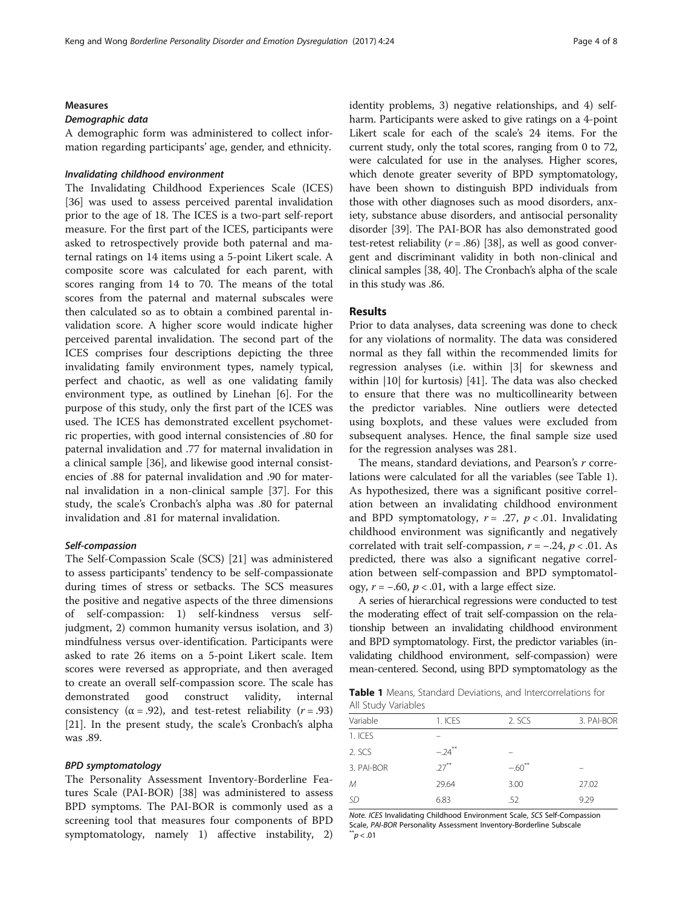## Measures

### Demographic data

A demographic form was administered to collect information regarding participants' age, gender, and ethnicity.

### Invalidating childhood environment

The Invalidating Childhood Experiences Scale (ICES) [36] was used to assess perceived parental invalidation prior to the age of 18. The ICES is a two-part self-report measure. For the first part of the ICES, participants were asked to retrospectively provide both paternal and maternal ratings on 14 items using a 5-point Likert scale. A composite score was calculated for each parent, with scores ranging from 14 to 70. The means of the total scores from the paternal and maternal subscales were then calculated so as to obtain a combined parental invalidation score. A higher score would indicate higher perceived parental invalidation. The second part of the ICES comprises four descriptions depicting the three invalidating family environment types, namely typical, perfect and chaotic, as well as one validating family environment type, as outlined by Linehan [6]. For the purpose of this study, only the first part of the ICES was used. The ICES has demonstrated excellent psychometric properties, with good internal consistencies of .80 for paternal invalidation and .77 for maternal invalidation in a clinical sample [36], and likewise good internal consistencies of .88 for paternal invalidation and .90 for maternal invalidation in a non-clinical sample [37]. For this study, the scale's Cronbach's alpha was .80 for paternal invalidation and .81 for maternal invalidation.

### Self-compassion

The Self-Compassion Scale (SCS) [21] was administered to assess participants' tendency to be self-compassionate during times of stress or setbacks. The SCS measures the positive and negative aspects of the three dimensions of self-compassion: 1) self-kindness versus self-judgment, 2) common humanity versus isolation, and 3) mindfulness versus over-identification. Participants were asked to rate 26 items on a 5-point Likert scale. Item scores were reversed as appropriate, and then averaged to create an overall self-compassion score. The scale has demonstrated good construct validity, internal consistency ($\alpha = .92$), and test-retest reliability ($r = .93$) [21]. In the present study, the scale's Cronbach's alpha was .89.

### BPD symptomatology

The Personality Assessment Inventory-Borderline Features Scale (PAI-BOR) [38] was administered to assess BPD symptoms. The PAI-BOR is commonly used as a screening tool that measures four components of BPD symptomatology, namely 1) affective instability, 2) identity problems, 3) negative relationships, and 4) self-harm. Participants were asked to give ratings on a 4-point Likert scale for each of the scale's 24 items. For the current study, only the total scores, ranging from 0 to 72, were calculated for use in the analyses. Higher scores, which denote greater severity of BPD symptomatology, have been shown to distinguish BPD individuals from those with other diagnoses such as mood disorders, anxiety, substance abuse disorders, and antisocial personality disorder [39]. The PAI-BOR has also demonstrated good test-retest reliability ($r = .86$) [38], as well as good convergent and discriminant validity in both non-clinical and clinical samples [38, 40]. The Cronbach's alpha of the scale in this study was .86.

## Results

Prior to data analyses, data screening was done to check for any violations of normality. The data was considered normal as they fall within the recommended limits for regression analyses (i.e. within |3| for skewness and within |10| for kurtosis) [41]. The data was also checked to ensure that there was no multicollinearity between the predictor variables. Nine outliers were detected using boxplots, and these values were excluded from subsequent analyses. Hence, the final sample size used for the regression analyses was 281.

The means, standard deviations, and Pearson's $r$ correlations were calculated for all the variables (see Table 1). As hypothesized, there was a significant positive correlation between an invalidating childhood environment and BPD symptomatology, $r = .27$, $p < .01$. Invalidating childhood environment was significantly and negatively correlated with trait self-compassion, $r = -.24$, $p < .01$. As predicted, there was also a significant negative correlation between self-compassion and BPD symptomatology, $r = -.60$, $p < .01$, with a large effect size.

A series of hierarchical regressions were conducted to test the moderating effect of trait self-compassion on the relationship between an invalidating childhood environment and BPD symptomatology. First, the predictor variables (invalidating childhood environment, self-compassion) were mean-centered. Second, using BPD symptomatology as the

**Table 1** Means, Standard Deviations, and Intercorrelations for All Study Variables

| Variable | 1. ICES | 2. SCS | 3. PAI-BOR |
|---|---|---|---|
| 1. ICES | – | | |
| 2. SCS | $-.24^{**}$ | – | |
| 3. PAI-BOR | $.27^{**}$ | $-.60^{**}$ | – |
| *M* | 29.64 | 3.00 | 27.02 |
| *SD* | 6.83 | .52 | 9.29 |

*Note. ICES* Invalidating Childhood Environment Scale, *SCS* Self-Compassion Scale, *PAI-BOR* Personality Assessment Inventory-Borderline Subscale
$^{**}p < .01$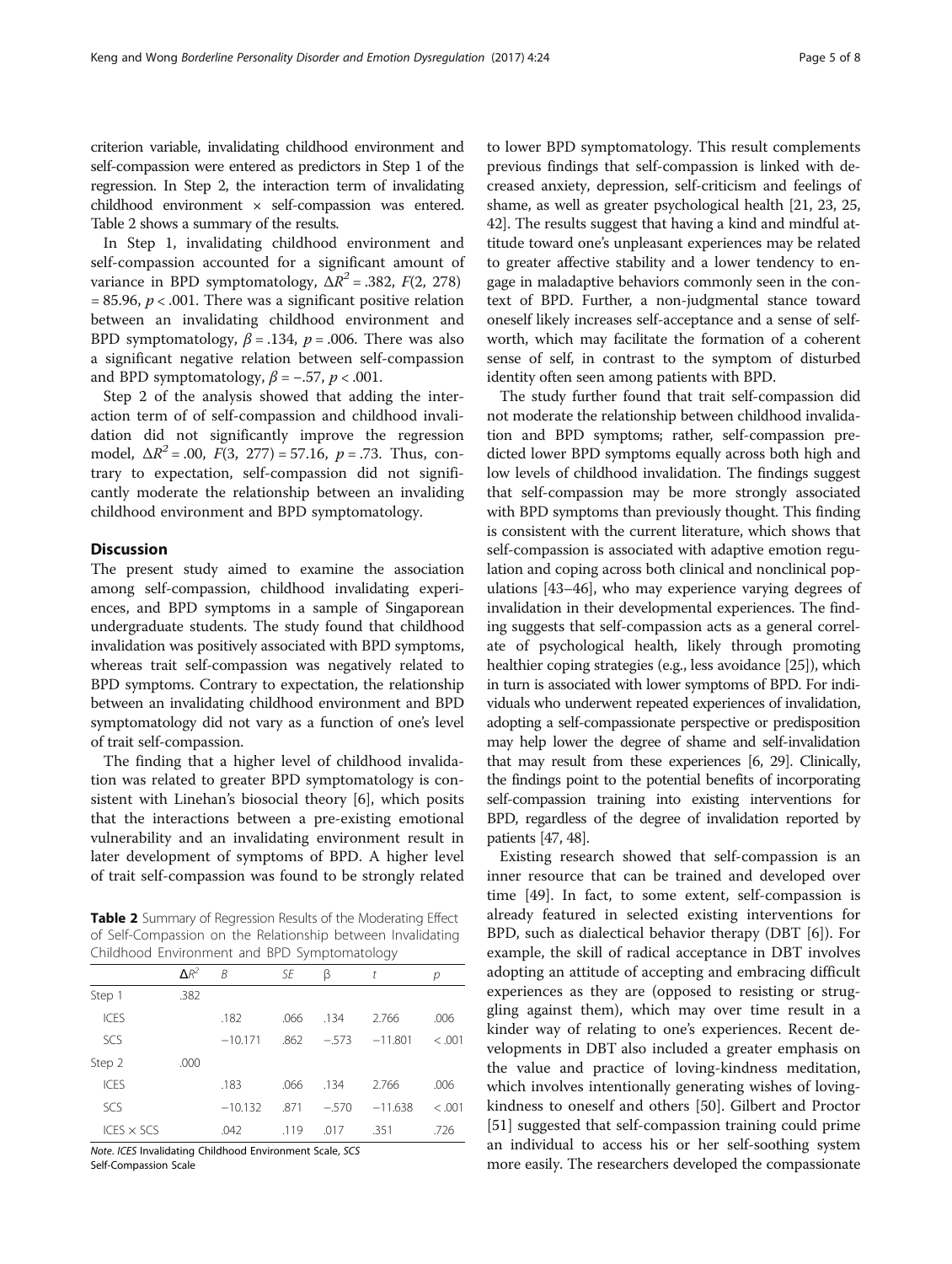criterion variable, invalidating childhood environment and self-compassion were entered as predictors in Step 1 of the regression. In Step 2, the interaction term of invalidating childhood environment × self-compassion was entered. Table 2 shows a summary of the results.

In Step 1, invalidating childhood environment and self-compassion accounted for a significant amount of variance in BPD symptomatology, $\Delta R^2 = .382$, $F(2, 278) = 85.96$, $p < .001$. There was a significant positive relation between an invalidating childhood environment and BPD symptomatology, $\beta = .134$, $p = .006$. There was also a significant negative relation between self-compassion and BPD symptomatology, $\beta = -.57$, $p < .001$.

Step 2 of the analysis showed that adding the interaction term of of self-compassion and childhood invalidation did not significantly improve the regression model, $\Delta R^2 = .00$, $F(3, 277) = 57.16$, $p = .73$. Thus, contrary to expectation, self-compassion did not significantly moderate the relationship between an invaliding childhood environment and BPD symptomatology.

## Discussion

The present study aimed to examine the association among self-compassion, childhood invalidating experiences, and BPD symptoms in a sample of Singaporean undergraduate students. The study found that childhood invalidation was positively associated with BPD symptoms, whereas trait self-compassion was negatively related to BPD symptoms. Contrary to expectation, the relationship between an invalidating childhood environment and BPD symptomatology did not vary as a function of one's level of trait self-compassion.

The finding that a higher level of childhood invalidation was related to greater BPD symptomatology is consistent with Linehan's biosocial theory [6], which posits that the interactions between a pre-existing emotional vulnerability and an invalidating environment result in later development of symptoms of BPD. A higher level of trait self-compassion was found to be strongly related to lower BPD symptomatology. This result complements previous findings that self-compassion is linked with decreased anxiety, depression, self-criticism and feelings of shame, as well as greater psychological health [21, 23, 25, 42]. The results suggest that having a kind and mindful attitude toward one's unpleasant experiences may be related to greater affective stability and a lower tendency to engage in maladaptive behaviors commonly seen in the context of BPD. Further, a non-judgmental stance toward oneself likely increases self-acceptance and a sense of self-worth, which may facilitate the formation of a coherent sense of self, in contrast to the symptom of disturbed identity often seen among patients with BPD.

**Table 2** Summary of Regression Results of the Moderating Effect of Self-Compassion on the Relationship between Invalidating Childhood Environment and BPD Symptomatology

| | $\Delta R^2$ | $B$ | $SE$ | β | $t$ | $p$ |
|---|---|---|---|---|---|---|
| Step 1 | .382 | | | | | |
| ICES | | .182 | .066 | .134 | 2.766 | .006 |
| SCS | | −10.171 | .862 | −.573 | −11.801 | < .001 |
| Step 2 | .000 | | | | | |
| ICES | | .183 | .066 | .134 | 2.766 | .006 |
| SCS | | −10.132 | .871 | −.570 | −11.638 | < .001 |
| ICES × SCS | | .042 | .119 | .017 | .351 | .726 |

*Note.* ICES Invalidating Childhood Environment Scale, SCS Self-Compassion Scale

The study further found that trait self-compassion did not moderate the relationship between childhood invalidation and BPD symptoms; rather, self-compassion predicted lower BPD symptoms equally across both high and low levels of childhood invalidation. The findings suggest that self-compassion may be more strongly associated with BPD symptoms than previously thought. This finding is consistent with the current literature, which shows that self-compassion is associated with adaptive emotion regulation and coping across both clinical and nonclinical populations [43–46], who may experience varying degrees of invalidation in their developmental experiences. The finding suggests that self-compassion acts as a general correlate of psychological health, likely through promoting healthier coping strategies (e.g., less avoidance [25]), which in turn is associated with lower symptoms of BPD. For individuals who underwent repeated experiences of invalidation, adopting a self-compassionate perspective or predisposition may help lower the degree of shame and self-invalidation that may result from these experiences [6, 29]. Clinically, the findings point to the potential benefits of incorporating self-compassion training into existing interventions for BPD, regardless of the degree of invalidation reported by patients [47, 48].

Existing research showed that self-compassion is an inner resource that can be trained and developed over time [49]. In fact, to some extent, self-compassion is already featured in selected existing interventions for BPD, such as dialectical behavior therapy (DBT [6]). For example, the skill of radical acceptance in DBT involves adopting an attitude of accepting and embracing difficult experiences as they are (opposed to resisting or struggling against them), which may over time result in a kinder way of relating to one's experiences. Recent developments in DBT also included a greater emphasis on the value and practice of loving-kindness meditation, which involves intentionally generating wishes of loving-kindness to oneself and others [50]. Gilbert and Proctor [51] suggested that self-compassion training could prime an individual to access his or her self-soothing system more easily. The researchers developed the compassionate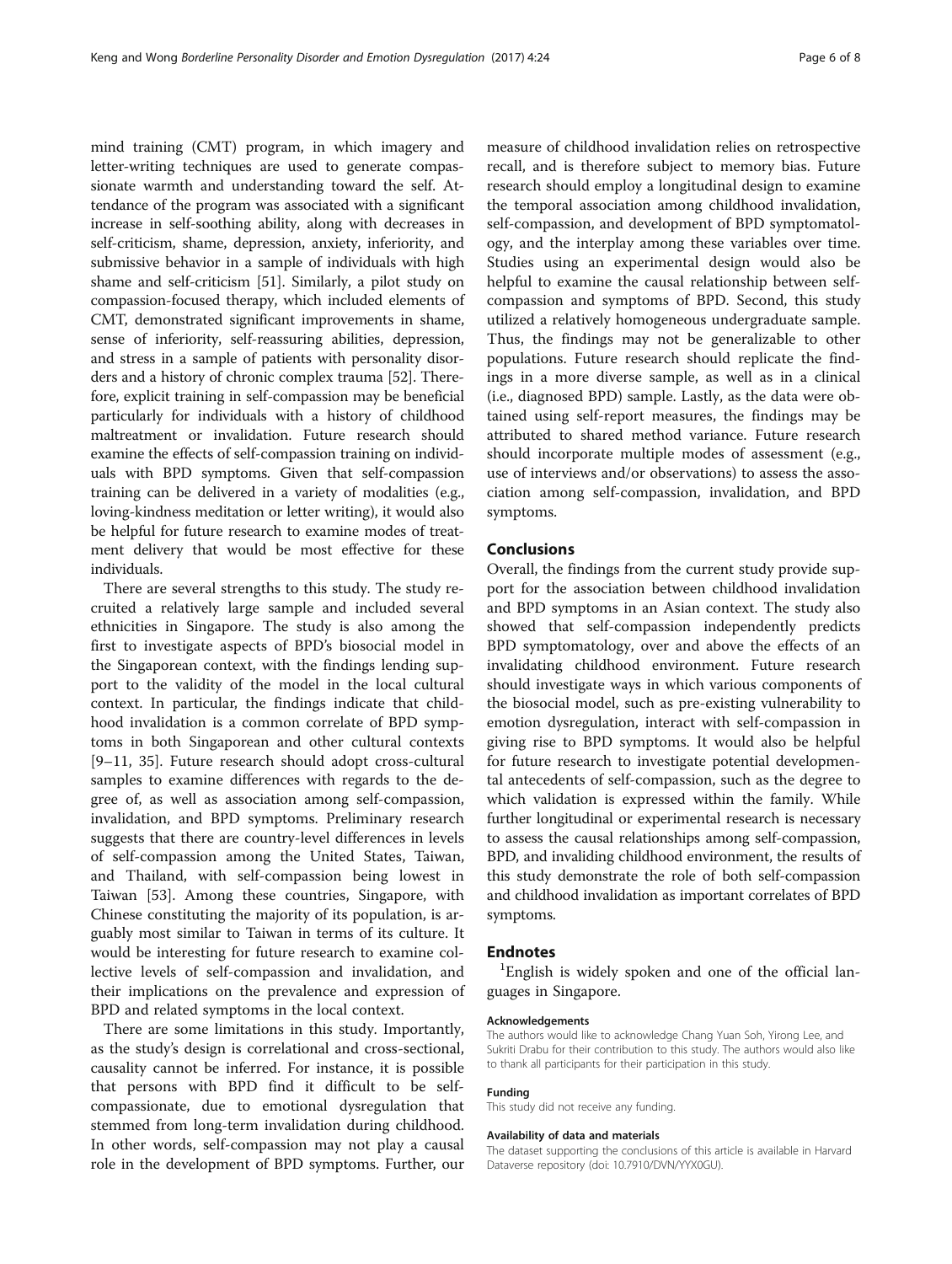mind training (CMT) program, in which imagery and letter-writing techniques are used to generate compassionate warmth and understanding toward the self. Attendance of the program was associated with a significant increase in self-soothing ability, along with decreases in self-criticism, shame, depression, anxiety, inferiority, and submissive behavior in a sample of individuals with high shame and self-criticism [51]. Similarly, a pilot study on compassion-focused therapy, which included elements of CMT, demonstrated significant improvements in shame, sense of inferiority, self-reassuring abilities, depression, and stress in a sample of patients with personality disorders and a history of chronic complex trauma [52]. Therefore, explicit training in self-compassion may be beneficial particularly for individuals with a history of childhood maltreatment or invalidation. Future research should examine the effects of self-compassion training on individuals with BPD symptoms. Given that self-compassion training can be delivered in a variety of modalities (e.g., loving-kindness meditation or letter writing), it would also be helpful for future research to examine modes of treatment delivery that would be most effective for these individuals.

There are several strengths to this study. The study recruited a relatively large sample and included several ethnicities in Singapore. The study is also among the first to investigate aspects of BPD's biosocial model in the Singaporean context, with the findings lending support to the validity of the model in the local cultural context. In particular, the findings indicate that childhood invalidation is a common correlate of BPD symptoms in both Singaporean and other cultural contexts [9–11, 35]. Future research should adopt cross-cultural samples to examine differences with regards to the degree of, as well as association among self-compassion, invalidation, and BPD symptoms. Preliminary research suggests that there are country-level differences in levels of self-compassion among the United States, Taiwan, and Thailand, with self-compassion being lowest in Taiwan [53]. Among these countries, Singapore, with Chinese constituting the majority of its population, is arguably most similar to Taiwan in terms of its culture. It would be interesting for future research to examine collective levels of self-compassion and invalidation, and their implications on the prevalence and expression of BPD and related symptoms in the local context.

There are some limitations in this study. Importantly, as the study's design is correlational and cross-sectional, causality cannot be inferred. For instance, it is possible that persons with BPD find it difficult to be self-compassionate, due to emotional dysregulation that stemmed from long-term invalidation during childhood. In other words, self-compassion may not play a causal role in the development of BPD symptoms. Further, our measure of childhood invalidation relies on retrospective recall, and is therefore subject to memory bias. Future research should employ a longitudinal design to examine the temporal association among childhood invalidation, self-compassion, and development of BPD symptomatology, and the interplay among these variables over time. Studies using an experimental design would also be helpful to examine the causal relationship between self-compassion and symptoms of BPD. Second, this study utilized a relatively homogeneous undergraduate sample. Thus, the findings may not be generalizable to other populations. Future research should replicate the findings in a more diverse sample, as well as in a clinical (i.e., diagnosed BPD) sample. Lastly, as the data were obtained using self-report measures, the findings may be attributed to shared method variance. Future research should incorporate multiple modes of assessment (e.g., use of interviews and/or observations) to assess the association among self-compassion, invalidation, and BPD symptoms.

## Conclusions

Overall, the findings from the current study provide support for the association between childhood invalidation and BPD symptoms in an Asian context. The study also showed that self-compassion independently predicts BPD symptomatology, over and above the effects of an invalidating childhood environment. Future research should investigate ways in which various components of the biosocial model, such as pre-existing vulnerability to emotion dysregulation, interact with self-compassion in giving rise to BPD symptoms. It would also be helpful for future research to investigate potential developmental antecedents of self-compassion, such as the degree to which validation is expressed within the family. While further longitudinal or experimental research is necessary to assess the causal relationships among self-compassion, BPD, and invaliding childhood environment, the results of this study demonstrate the role of both self-compassion and childhood invalidation as important correlates of BPD symptoms.

## Endnotes

[1]English is widely spoken and one of the official languages in Singapore.

#### Acknowledgements

The authors would like to acknowledge Chang Yuan Soh, Yirong Lee, and Sukriti Drabu for their contribution to this study. The authors would also like to thank all participants for their participation in this study.

#### Funding

This study did not receive any funding.

#### Availability of data and materials

The dataset supporting the conclusions of this article is available in Harvard Dataverse repository (doi: 10.7910/DVN/YYX0GU).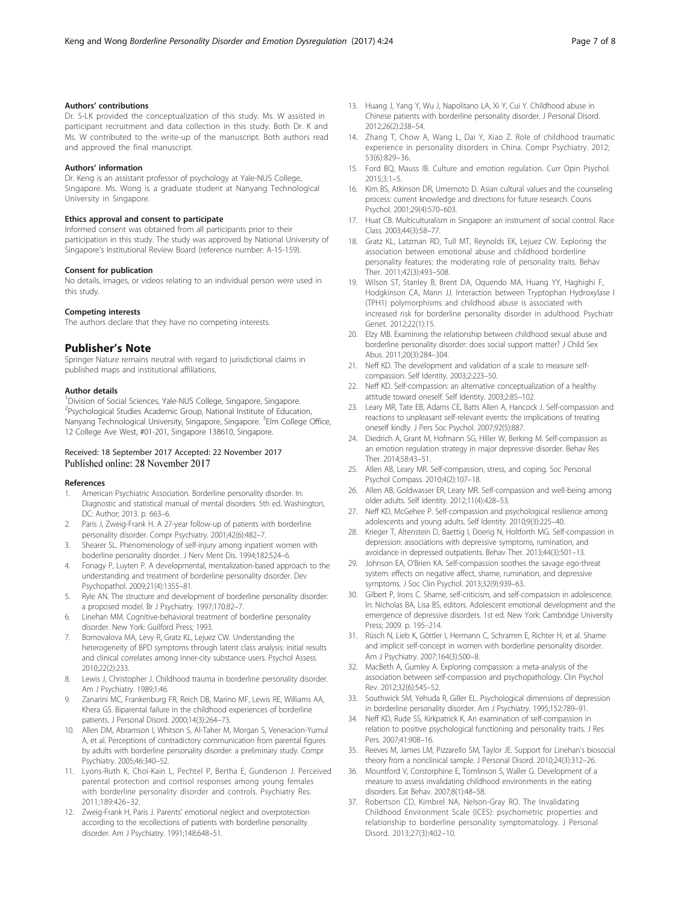#### Authors' contributions

Dr. S-LK provided the conceptualization of this study. Ms. W assisted in participant recruitment and data collection in this study. Both Dr. K and Ms. W contributed to the write-up of the manuscript. Both authors read and approved the final manuscript.

#### Authors' information

Dr. Keng is an assistant professor of psychology at Yale-NUS College, Singapore. Ms. Wong is a graduate student at Nanyang Technological University in Singapore.

#### Ethics approval and consent to participate

Informed consent was obtained from all participants prior to their participation in this study. The study was approved by National University of Singapore's Institutional Review Board (reference number: A-15-159).

#### Consent for publication

No details, images, or videos relating to an individual person were used in this study.

#### Competing interests

The authors declare that they have no competing interests.

## Publisher's Note

Springer Nature remains neutral with regard to jurisdictional claims in published maps and institutional affiliations.

#### Author details

[1]Division of Social Sciences, Yale-NUS College, Singapore, Singapore. [2]Psychological Studies Academic Group, National Institute of Education, Nanyang Technological University, Singapore, Singapore. [3]Elm College Office, 12 College Ave West, #01-201, Singapore 138610, Singapore.

Received: 18 September 2017 Accepted: 22 November 2017
Published online: 28 November 2017

#### References

1. American Psychiatric Association. Borderline personality disorder. In: Diagnostic and statistical manual of mental disorders. 5th ed. Washington, DC: Author; 2013. p. 663–6.
2. Paris J, Zweig-Frank H. A 27-year follow-up of patients with borderline personality disorder. Compr Psychiatry. 2001;42(6):482–7.
3. Shearer SL. Phenomenology of self-injury among inpatient women with boderline personality disorder. J Nerv Ment Dis. 1994;182:524–6.
4. Fonagy P, Luyten P. A developmental, mentalization-based approach to the understanding and treatment of borderline personality disorder. Dev Psychopathol. 2009;21(4):1355–81.
5. Ryle AN. The structure and development of borderline personality disorder: a proposed model. Br J Psychiatry. 1997;170:82–7.
6. Linehan MM. Cognitive-behavioral treatment of borderline personality disorder. New York: Guilford Press; 1993.
7. Bornovalova MA, Levy R, Gratz KL, Lejuez CW. Understanding the heterogeneity of BPD symptoms through latent class analysis: initial results and clinical correlates among inner-city substance users. Psychol Assess. 2010;22(2):233.
8. Lewis J, Christopher J. Childhood trauma in borderline personality disorder. Am J Psychiatry. 1989;1:46.
9. Zanarini MC, Frankenburg FR, Reich DB, Marino MF, Lewis RE, Williams AA, Khera GS. Biparental failure in the childhood experiences of borderline patients. J Personal Disord. 2000;14(3):264–73.
10. Allen DM, Abramson I, Whitson S, Al-Taher M, Morgan S, Veneracion-Yumul A, et al. Perceptions of contradictory communication from parental figures by adults with borderline personality disorder: a preliminary study. Compr Psychiatry. 2005;46:340–52.
11. Lyons-Ruth K, Choi-Kain L, Pechtel P, Bertha E, Gunderson J. Perceived parental protection and cortisol responses among young females with borderline personality disorder and controls. Psychiatry Res. 2011;189:426–32.
12. Zweig-Frank H, Paris J. Parents' emotional neglect and overprotection according to the recollections of patients with borderline personality disorder. Am J Psychiatry. 1991;148:648–51.
13. Huang J, Yang Y, Wu J, Napolitano LA, Xi Y, Cui Y. Childhood abuse in Chinese patients with borderline personality disorder. J Personal Disord. 2012;26(2):238–54.
14. Zhang T, Chow A, Wang L, Dai Y, Xiao Z. Role of childhood traumatic experience in personality disorders in China. Compr Psychiatry. 2012; 53(6):829–36.
15. Ford BQ, Mauss IB. Culture and emotion regulation. Curr Opin Psychol. 2015;3:1–5.
16. Kim BS, Atkinson DR, Umemoto D. Asian cultural values and the counseling process: current knowledge and directions for future research. Couns Psychol. 2001;29(4):570–603.
17. Huat CB. Multiculturalism in Singapore: an instrument of social control. Race Class. 2003;44(3):58–77.
18. Gratz KL, Latzman RD, Tull MT, Reynolds EK, Lejuez CW. Exploring the association between emotional abuse and childhood borderline personality features: the moderating role of personality traits. Behav Ther. 2011;42(3):493–508.
19. Wilson ST, Stanley B, Brent DA, Oquendo MA, Huang YY, Haghighi F, Hodgkinson CA, Mann JJ. Interaction between Tryptophan Hydroxylase I (TPH1) polymorphisms and childhood abuse is associated with increased risk for borderline personality disorder in adulthood. Psychiatr Genet. 2012;22(1):15.
20. Elzy MB. Examining the relationship between childhood sexual abuse and borderline personality disorder: does social support matter? J Child Sex Abus. 2011;20(3):284–304.
21. Neff KD. The development and validation of a scale to measure self-compassion. Self Identity. 2003;2:223–50.
22. Neff KD. Self-compassion: an alternative conceptualization of a healthy attitude toward oneself. Self Identity. 2003;2:85–102.
23. Leary MR, Tate EB, Adams CE, Batts Allen A, Hancock J. Self-compassion and reactions to unpleasant self-relevant events: the implications of treating oneself kindly. J Pers Soc Psychol. 2007;92(5):887.
24. Diedrich A, Grant M, Hofmann SG, Hiller W, Berking M. Self-compassion as an emotion regulation strategy in major depressive disorder. Behav Res Ther. 2014;58:43–51.
25. Allen AB, Leary MR. Self-compassion, stress, and coping. Soc Personal Psychol Compass. 2010;4(2):107–18.
26. Allen AB, Goldwasser ER, Leary MR. Self-compassion and well-being among older adults. Self Identity. 2012;11(4):428–53.
27. Neff KD, McGehee P. Self-compassion and psychological resilience among adolescents and young adults. Self Identity. 2010;9(3):225–40.
28. Krieger T, Altenstein D, Baettig I, Doerig N, Holtforth MG. Self-compassion in depression: associations with depressive symptoms, rumination, and avoidance in depressed outpatients. Behav Ther. 2013;44(3):501–13.
29. Johnson EA, O'Brien KA. Self-compassion soothes the savage ego-threat system: effects on negative affect, shame, rumination, and depressive symptoms. J Soc Clin Psychol. 2013;32(9):939–63.
30. Gilbert P, Irons C. Shame, self-criticism, and self-compassion in adolescence. In: Nicholas BA, Lisa BS, editors. Adolescent emotional development and the emergence of depressive disorders. 1st ed. New York: Cambridge University Press; 2009. p. 195–214.
31. Rüsch N, Lieb K, Göttler I, Hermann C, Schramm E, Richter H, et al. Shame and implicit self-concept in women with borderline personality disorder. Am J Psychiatry. 2007;164(3):500–8.
32. MacBeth A, Gumley A. Exploring compassion: a meta-analysis of the association between self-compassion and psychopathology. Clin Psychol Rev. 2012;32(6):545–52.
33. Southwick SM, Yehuda R, Giller EL. Psychological dimensions of depression in borderline personality disorder. Am J Psychiatry. 1995;152:789–91.
34. Neff KD, Rude SS, Kirkpatrick K. An examination of self-compassion in relation to positive psychological functioning and personality traits. J Res Pers. 2007;41:908–16.
35. Reeves M, James LM, Pizzarello SM, Taylor JE. Support for Linehan's biosocial theory from a nonclinical sample. J Personal Disord. 2010;24(3):312–26.
36. Mountford V, Corstorphine E, Tomlinson S, Waller G. Development of a measure to assess invalidating childhood environments in the eating disorders. Eat Behav. 2007;8(1):48–58.
37. Robertson CD, Kimbrel NA, Nelson-Gray RO. The Invalidating Childhood Environment Scale (ICES): psychometric properties and relationship to borderline personality symptomatology. J Personal Disord. 2013;27(3):402–10.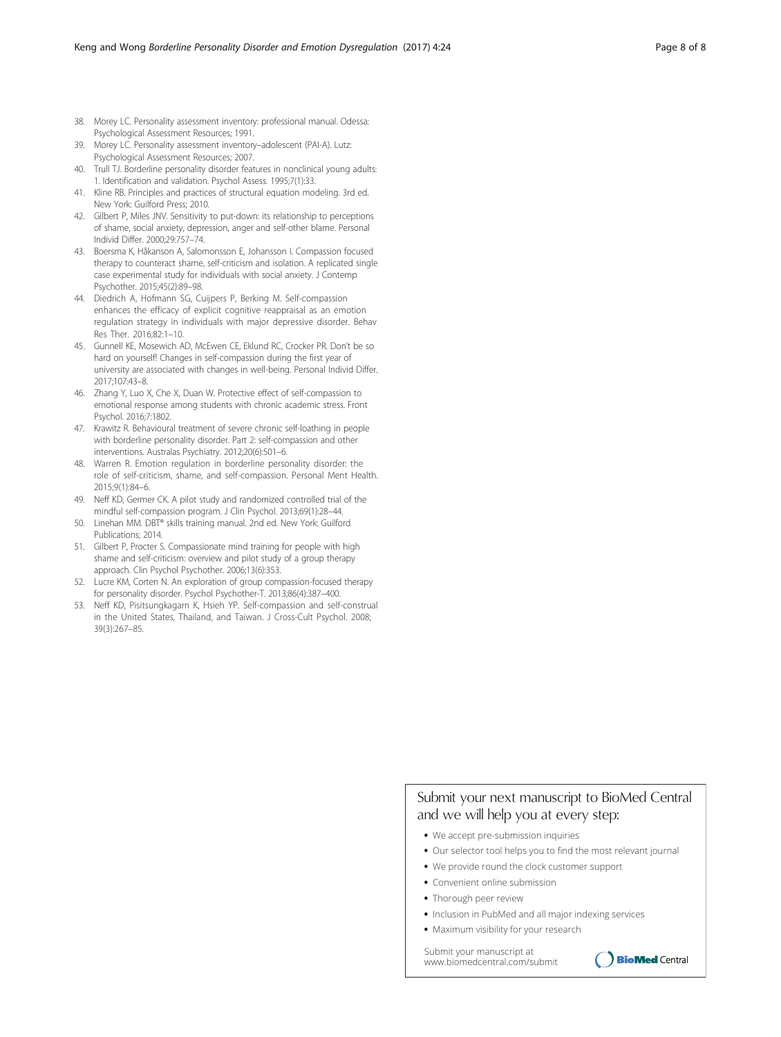38. Morey LC. Personality assessment inventory: professional manual. Odessa: Psychological Assessment Resources; 1991.
39. Morey LC. Personality assessment inventory–adolescent (PAI-A). Lutz: Psychological Assessment Resources; 2007.
40. Trull TJ. Borderline personality disorder features in nonclinical young adults: 1. Identification and validation. Psychol Assess. 1995;7(1):33.
41. Kline RB. Principles and practices of structural equation modeling. 3rd ed. New York: Guilford Press; 2010.
42. Gilbert P, Miles JNV. Sensitivity to put-down: its relationship to perceptions of shame, social anxiety, depression, anger and self-other blame. Personal Individ Differ. 2000;29:757–74.
43. Boersma K, Håkanson A, Salomonsson E, Johansson I. Compassion focused therapy to counteract shame, self-criticism and isolation. A replicated single case experimental study for individuals with social anxiety. J Contemp Psychother. 2015;45(2):89–98.
44. Diedrich A, Hofmann SG, Cuijpers P, Berking M. Self-compassion enhances the efficacy of explicit cognitive reappraisal as an emotion regulation strategy in individuals with major depressive disorder. Behav Res Ther. 2016;82:1–10.
45. Gunnell KE, Mosewich AD, McEwen CE, Eklund RC, Crocker PR. Don't be so hard on yourself! Changes in self-compassion during the first year of university are associated with changes in well-being. Personal Individ Differ. 2017;107:43–8.
46. Zhang Y, Luo X, Che X, Duan W. Protective effect of self-compassion to emotional response among students with chronic academic stress. Front Psychol. 2016;7:1802.
47. Krawitz R. Behavioural treatment of severe chronic self-loathing in people with borderline personality disorder. Part 2: self-compassion and other interventions. Australas Psychiatry. 2012;20(6):501–6.
48. Warren R. Emotion regulation in borderline personality disorder: the role of self-criticism, shame, and self-compassion. Personal Ment Health. 2015;9(1):84–6.
49. Neff KD, Germer CK. A pilot study and randomized controlled trial of the mindful self-compassion program. J Clin Psychol. 2013;69(1):28–44.
50. Linehan MM. DBT® skills training manual. 2nd ed. New York: Guilford Publications; 2014.
51. Gilbert P, Procter S. Compassionate mind training for people with high shame and self-criticism: overview and pilot study of a group therapy approach. Clin Psychol Psychother. 2006;13(6):353.
52. Lucre KM, Corten N. An exploration of group compassion-focused therapy for personality disorder. Psychol Psychother-T. 2013;86(4):387–400.
53. Neff KD, Pisitsungkagarn K, Hsieh YP. Self-compassion and self-construal in the United States, Thailand, and Taiwan. J Cross-Cult Psychol. 2008; 39(3):267–85.

Submit your next manuscript to BioMed Central and we will help you at every step:

- We accept pre-submission inquiries
- Our selector tool helps you to find the most relevant journal
- We provide round the clock customer support
- Convenient online submission
- Thorough peer review
- Inclusion in PubMed and all major indexing services
- Maximum visibility for your research

Submit your manuscript at
www.biomedcentral.com/submit

BioMed Central